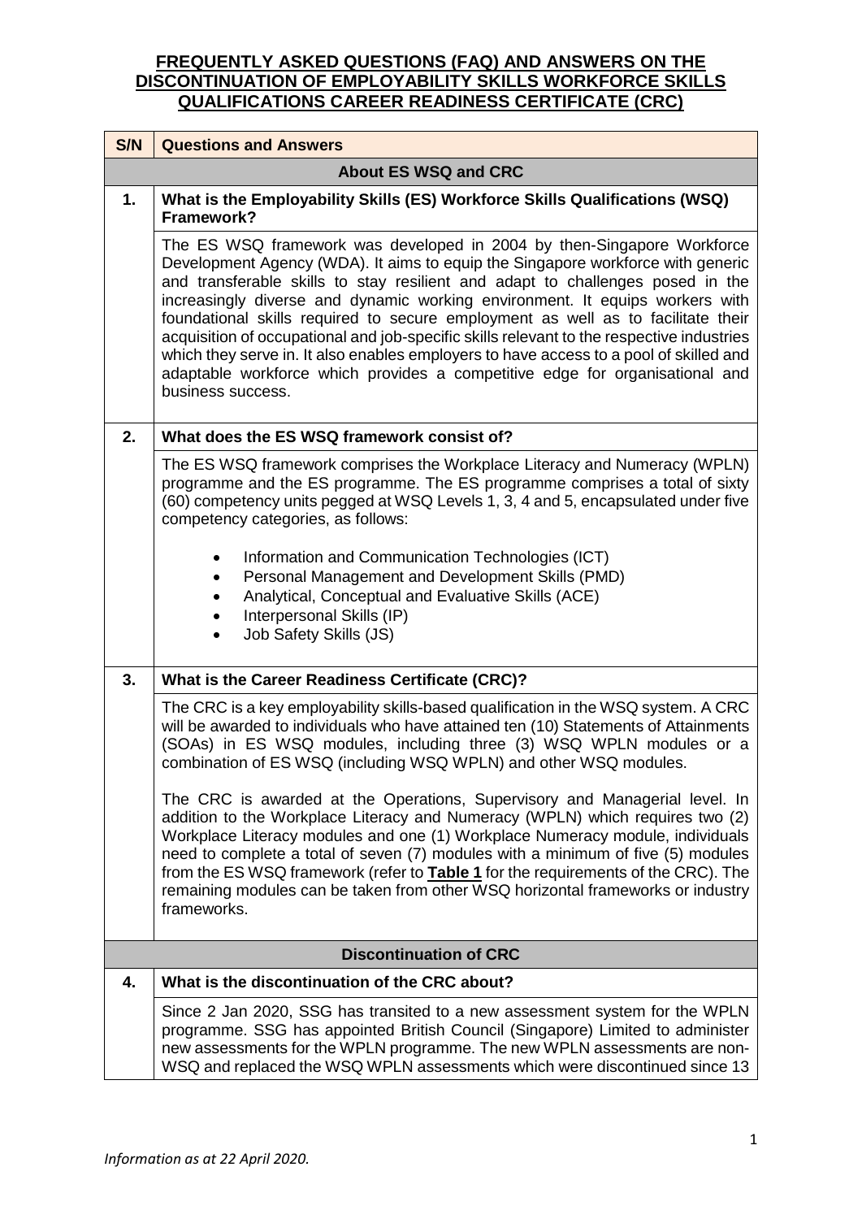# FREQUENTLY ASKED QUESTIONS (FAQ) AND ANSWERS ON THE DISCONTINUATION OF EMPLOYABILITY SKILLS WORKFORCE SKILLS QUALIFICATIONS CAREER READINESS CERTIFICATE (CRC)

| S/N | Questions and Answers |
|---|---|
| | **About ES WSQ and CRC** |
| **1.** | **What is the Employability Skills (ES) Workforce Skills Qualifications (WSQ) Framework?** |
| | The ES WSQ framework was developed in 2004 by then-Singapore Workforce Development Agency (WDA). It aims to equip the Singapore workforce with generic and transferable skills to stay resilient and adapt to challenges posed in the increasingly diverse and dynamic working environment. It equips workers with foundational skills required to secure employment as well as to facilitate their acquisition of occupational and job-specific skills relevant to the respective industries which they serve in. It also enables employers to have access to a pool of skilled and adaptable workforce which provides a competitive edge for organisational and business success. |
| **2.** | **What does the ES WSQ framework consist of?** |
| | The ES WSQ framework comprises the Workplace Literacy and Numeracy (WPLN) programme and the ES programme. The ES programme comprises a total of sixty (60) competency units pegged at WSQ Levels 1, 3, 4 and 5, encapsulated under five competency categories, as follows:<br><br>• Information and Communication Technologies (ICT)<br>• Personal Management and Development Skills (PMD)<br>• Analytical, Conceptual and Evaluative Skills (ACE)<br>• Interpersonal Skills (IP)<br>• Job Safety Skills (JS) |
| **3.** | **What is the Career Readiness Certificate (CRC)?** |
| | The CRC is a key employability skills-based qualification in the WSQ system. A CRC will be awarded to individuals who have attained ten (10) Statements of Attainments (SOAs) in ES WSQ modules, including three (3) WSQ WPLN modules or a combination of ES WSQ (including WSQ WPLN) and other WSQ modules.<br><br>The CRC is awarded at the Operations, Supervisory and Managerial level. In addition to the Workplace Literacy and Numeracy (WPLN) which requires two (2) Workplace Literacy modules and one (1) Workplace Numeracy module, individuals need to complete a total of seven (7) modules with a minimum of five (5) modules from the ES WSQ framework (refer to **Table 1** for the requirements of the CRC). The remaining modules can be taken from other WSQ horizontal frameworks or industry frameworks. |
| | **Discontinuation of CRC** |
| **4.** | **What is the discontinuation of the CRC about?** |
| | Since 2 Jan 2020, SSG has transited to a new assessment system for the WPLN programme. SSG has appointed British Council (Singapore) Limited to administer new assessments for the WPLN programme. The new WPLN assessments are non-WSQ and replaced the WSQ WPLN assessments which were discontinued since 13 |

*Information as at 22 April 2020.*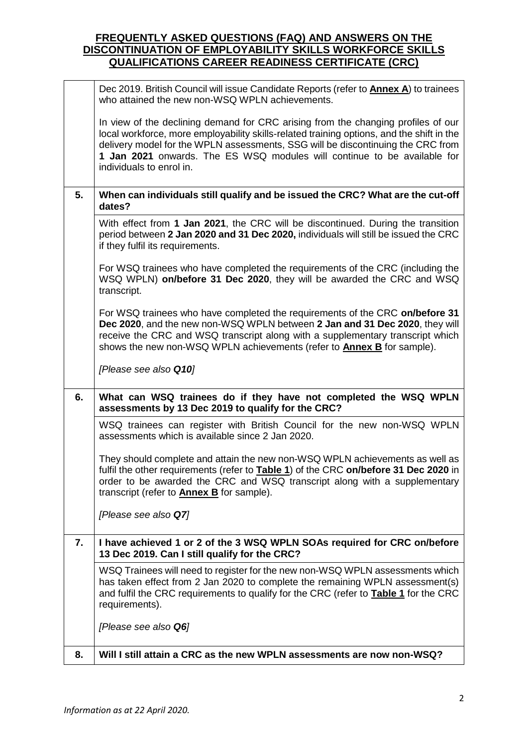| | |
|---|---|
| | Dec 2019. British Council will issue Candidate Reports (refer to **Annex A**) to trainees who attained the new non-WSQ WPLN achievements.<br><br>In view of the declining demand for CRC arising from the changing profiles of our local workforce, more employability skills-related training options, and the shift in the delivery model for the WPLN assessments, SSG will be discontinuing the CRC from **1 Jan 2021** onwards. The ES WSQ modules will continue to be available for individuals to enrol in. |
| **5.** | **When can individuals still qualify and be issued the CRC? What are the cut-off dates?** |
| | With effect from **1 Jan 2021**, the CRC will be discontinued. During the transition period between **2 Jan 2020 and 31 Dec 2020,** individuals will still be issued the CRC if they fulfil its requirements.<br><br>For WSQ trainees who have completed the requirements of the CRC (including the WSQ WPLN) **on/before 31 Dec 2020**, they will be awarded the CRC and WSQ transcript.<br><br>For WSQ trainees who have completed the requirements of the CRC **on/before 31 Dec 2020**, and the new non-WSQ WPLN between **2 Jan and 31 Dec 2020**, they will receive the CRC and WSQ transcript along with a supplementary transcript which shows the new non-WSQ WPLN achievements (refer to **Annex B** for sample).<br><br>*[Please see also **Q10**]* |
| **6.** | **What can WSQ trainees do if they have not completed the WSQ WPLN assessments by 13 Dec 2019 to qualify for the CRC?** |
| | WSQ trainees can register with British Council for the new non-WSQ WPLN assessments which is available since 2 Jan 2020.<br><br>They should complete and attain the new non-WSQ WPLN achievements as well as fulfil the other requirements (refer to **Table 1**) of the CRC **on/before 31 Dec 2020** in order to be awarded the CRC and WSQ transcript along with a supplementary transcript (refer to **Annex B** for sample).<br><br>*[Please see also **Q7**]* |
| **7.** | **I have achieved 1 or 2 of the 3 WSQ WPLN SOAs required for CRC on/before 13 Dec 2019. Can I still qualify for the CRC?** |
| | WSQ Trainees will need to register for the new non-WSQ WPLN assessments which has taken effect from 2 Jan 2020 to complete the remaining WPLN assessment(s) and fulfil the CRC requirements to qualify for the CRC (refer to **Table 1** for the CRC requirements).<br><br>*[Please see also **Q6**]* |
| **8.** | **Will I still attain a CRC as the new WPLN assessments are now non-WSQ?** |

*Information as at 22 April 2020.*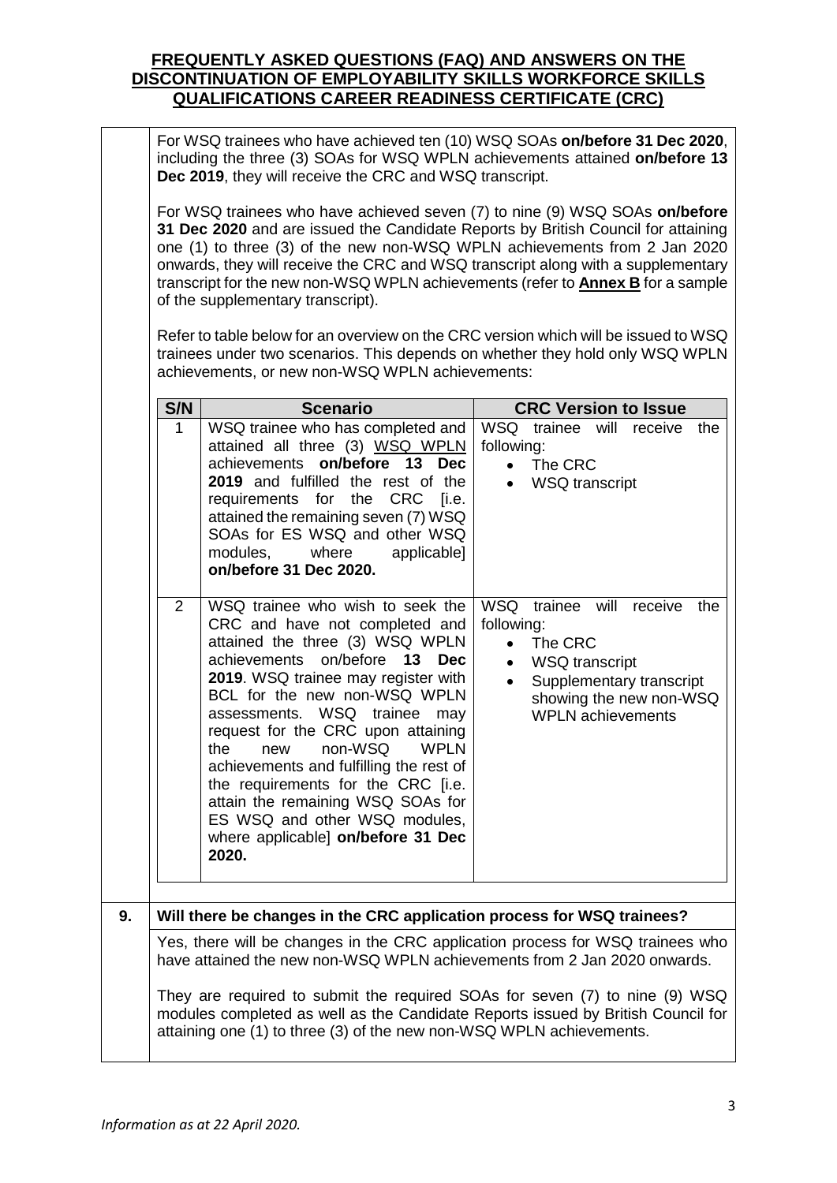## FREQUENTLY ASKED QUESTIONS (FAQ) AND ANSWERS ON THE DISCONTINUATION OF EMPLOYABILITY SKILLS WORKFORCE SKILLS QUALIFICATIONS CAREER READINESS CERTIFICATE (CRC)

For WSQ trainees who have achieved ten (10) WSQ SOAs **on/before 31 Dec 2020**, including the three (3) SOAs for WSQ WPLN achievements attained **on/before 13 Dec 2019**, they will receive the CRC and WSQ transcript.

For WSQ trainees who have achieved seven (7) to nine (9) WSQ SOAs **on/before 31 Dec 2020** and are issued the Candidate Reports by British Council for attaining one (1) to three (3) of the new non-WSQ WPLN achievements from 2 Jan 2020 onwards, they will receive the CRC and WSQ transcript along with a supplementary transcript for the new non-WSQ WPLN achievements (refer to **Annex B** for a sample of the supplementary transcript).

Refer to table below for an overview on the CRC version which will be issued to WSQ trainees under two scenarios. This depends on whether they hold only WSQ WPLN achievements, or new non-WSQ WPLN achievements:

| S/N | Scenario | CRC Version to Issue |
|---|---|---|
| 1 | WSQ trainee who has completed and attained all three (3) WSQ WPLN achievements **on/before 13 Dec 2019** and fulfilled the rest of the requirements for the CRC [i.e. attained the remaining seven (7) WSQ SOAs for ES WSQ and other WSQ modules, where applicable] **on/before 31 Dec 2020.** | WSQ trainee will receive the following:<br>• The CRC<br>• WSQ transcript |
| 2 | WSQ trainee who wish to seek the CRC and have not completed and attained the three (3) WSQ WPLN achievements on/before **13 Dec 2019**. WSQ trainee may register with BCL for the new non-WSQ WPLN assessments. WSQ trainee may request for the CRC upon attaining the new non-WSQ WPLN achievements and fulfilling the rest of the requirements for the CRC [i.e. attain the remaining WSQ SOAs for ES WSQ and other WSQ modules, where applicable] **on/before 31 Dec 2020.** | WSQ trainee will receive the following:<br>• The CRC<br>• WSQ transcript<br>• Supplementary transcript showing the new non-WSQ WPLN achievements |

**9. Will there be changes in the CRC application process for WSQ trainees?**

Yes, there will be changes in the CRC application process for WSQ trainees who have attained the new non-WSQ WPLN achievements from 2 Jan 2020 onwards.

They are required to submit the required SOAs for seven (7) to nine (9) WSQ modules completed as well as the Candidate Reports issued by British Council for attaining one (1) to three (3) of the new non-WSQ WPLN achievements.

*Information as at 22 April 2020.*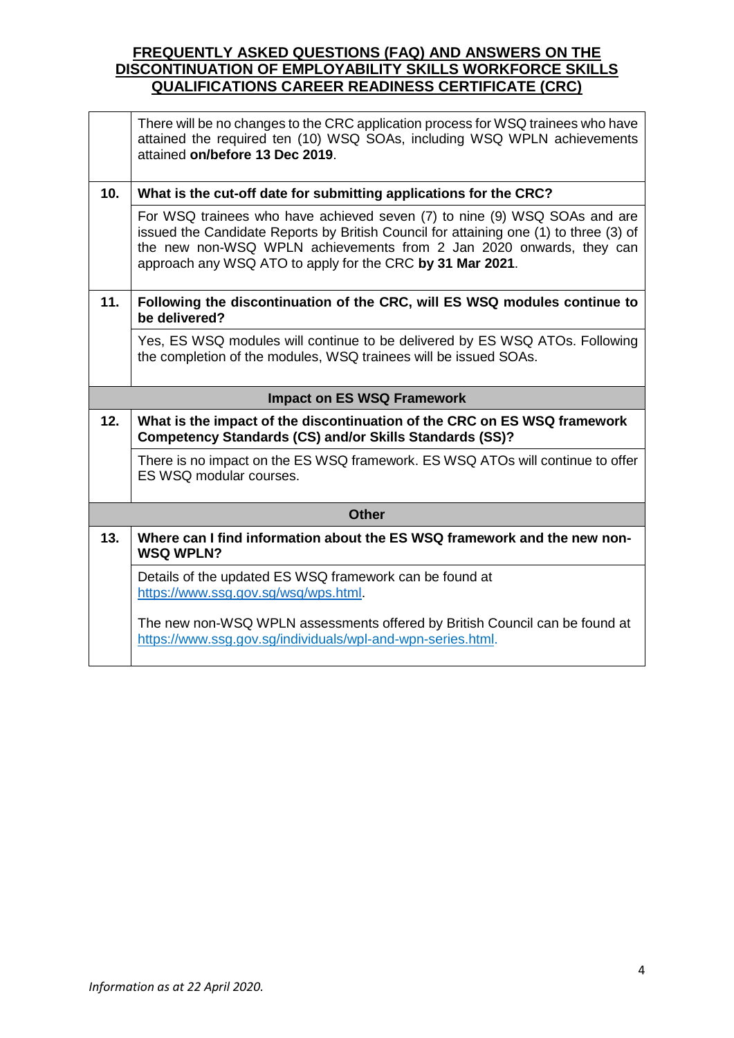# FREQUENTLY ASKED QUESTIONS (FAQ) AND ANSWERS ON THE DISCONTINUATION OF EMPLOYABILITY SKILLS WORKFORCE SKILLS QUALIFICATIONS CAREER READINESS CERTIFICATE (CRC)

| | |
|---|---|
| | There will be no changes to the CRC application process for WSQ trainees who have attained the required ten (10) WSQ SOAs, including WSQ WPLN achievements attained **on/before 13 Dec 2019**. |
| **10.** | **What is the cut-off date for submitting applications for the CRC?** |
| | For WSQ trainees who have achieved seven (7) to nine (9) WSQ SOAs and are issued the Candidate Reports by British Council for attaining one (1) to three (3) of the new non-WSQ WPLN achievements from 2 Jan 2020 onwards, they can approach any WSQ ATO to apply for the CRC **by 31 Mar 2021**. |
| **11.** | **Following the discontinuation of the CRC, will ES WSQ modules continue to be delivered?** |
| | Yes, ES WSQ modules will continue to be delivered by ES WSQ ATOs. Following the completion of the modules, WSQ trainees will be issued SOAs. |
| | **Impact on ES WSQ Framework** |
| **12.** | **What is the impact of the discontinuation of the CRC on ES WSQ framework Competency Standards (CS) and/or Skills Standards (SS)?** |
| | There is no impact on the ES WSQ framework. ES WSQ ATOs will continue to offer ES WSQ modular courses. |
| | **Other** |
| **13.** | **Where can I find information about the ES WSQ framework and the new non-WSQ WPLN?** |
| | Details of the updated ES WSQ framework can be found at https://www.ssg.gov.sg/wsq/wps.html.<br><br>The new non-WSQ WPLN assessments offered by British Council can be found at https://www.ssg.gov.sg/individuals/wpl-and-wpn-series.html. |

*Information as at 22 April 2020.*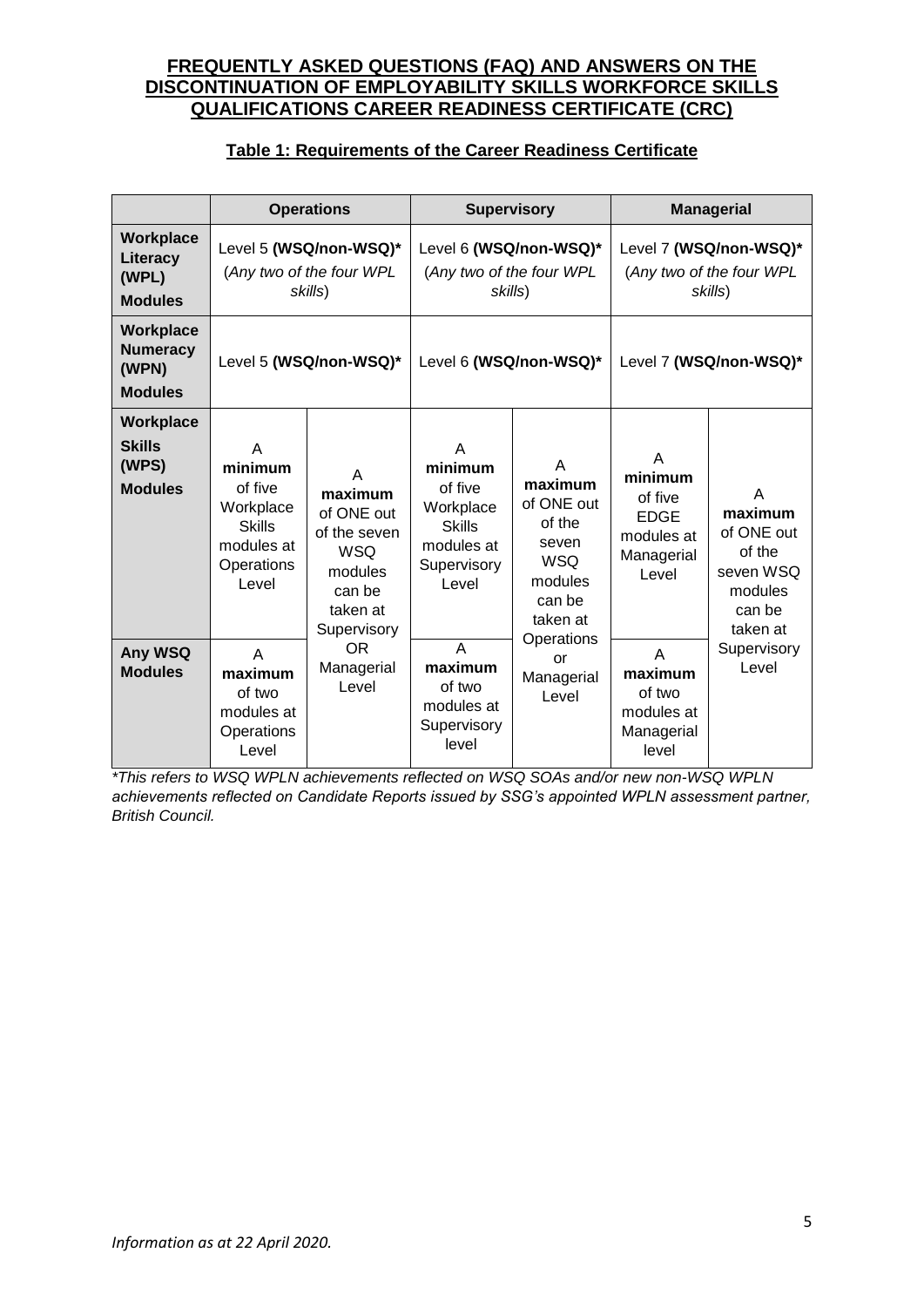**FREQUENTLY ASKED QUESTIONS (FAQ) AND ANSWERS ON THE DISCONTINUATION OF EMPLOYABILITY SKILLS WORKFORCE SKILLS QUALIFICATIONS CAREER READINESS CERTIFICATE (CRC)**

**Table 1: Requirements of the Career Readiness Certificate**

| | **Operations** | | **Supervisory** | | **Managerial** | |
|---|---|---|---|---|---|---|
| **Workplace Literacy (WPL) Modules** | Level 5 **(WSQ/non-WSQ)*** (*Any two of the four WPL skills*) | | Level 6 **(WSQ/non-WSQ)*** (*Any two of the four WPL skills*) | | Level 7 **(WSQ/non-WSQ)*** (*Any two of the four WPL skills*) | |
| **Workplace Numeracy (WPN) Modules** | Level 5 **(WSQ/non-WSQ)*** | | Level 6 **(WSQ/non-WSQ)*** | | Level 7 **(WSQ/non-WSQ)*** | |
| **Workplace Skills (WPS) Modules** | A **minimum** of five Workplace Skills modules at Operations Level | A **maximum** of ONE out of the seven WSQ modules can be taken at Supervisory OR Managerial Level | A **minimum** of five Workplace Skills modules at Supervisory Level | A **maximum** of ONE out of the seven WSQ modules can be taken at Operations or Managerial Level | A **minimum** of five EDGE modules at Managerial Level | A **maximum** of ONE out of the seven WSQ modules can be taken at Supervisory Level |
| **Any WSQ Modules** | A **maximum** of two modules at Operations Level | | A **maximum** of two modules at Supervisory level | | A **maximum** of two modules at Managerial level | |

*\*This refers to WSQ WPLN achievements reflected on WSQ SOAs and/or new non-WSQ WPLN achievements reflected on Candidate Reports issued by SSG's appointed WPLN assessment partner, British Council.*

*Information as at 22 April 2020.*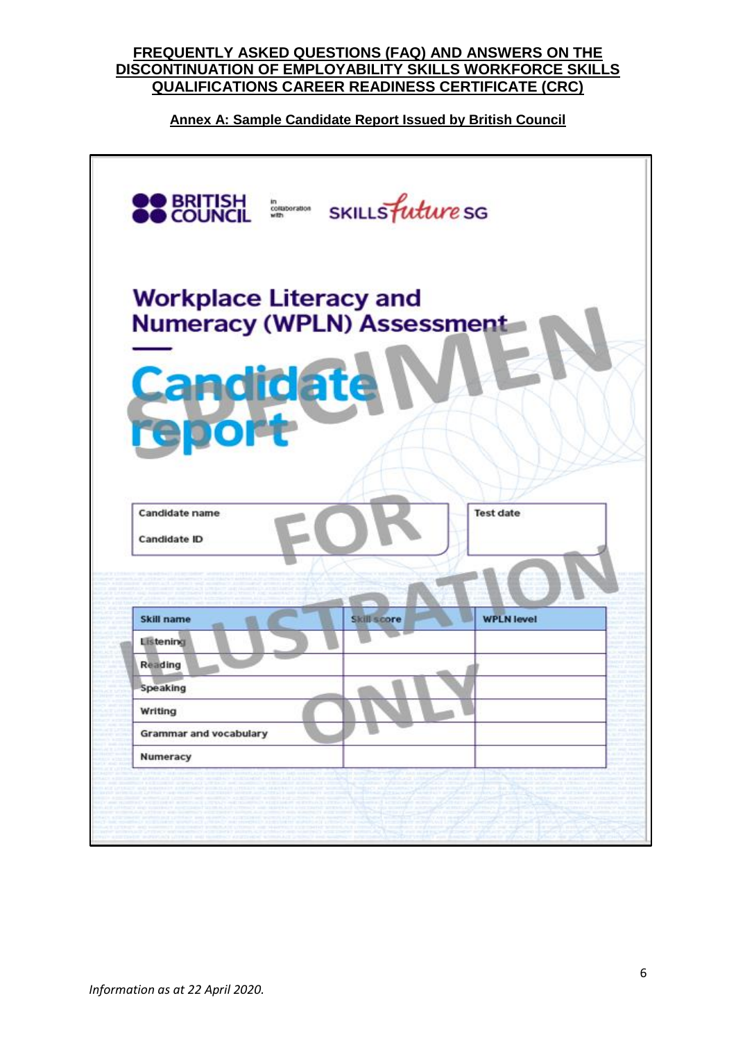**FREQUENTLY ASKED QUESTIONS (FAQ) AND ANSWERS ON THE DISCONTINUATION OF EMPLOYABILITY SKILLS WORKFORCE SKILLS QUALIFICATIONS CAREER READINESS CERTIFICATE (CRC)**

**Annex A: Sample Candidate Report Issued by British Council**

BRITISH COUNCIL in collaboration with SKILLSfuture SG

# Workplace Literacy and Numeracy (WPLN) Assessment

# Candidate report

SPECIMEN FOR ILLUSTRATION ONLY

| Candidate name | Test date |
|---|---|
| Candidate ID | |

| Skill name | Skill score | WPLN level |
|---|---|---|
| Listening | | |
| Reading | | |
| Speaking | | |
| Writing | | |
| Grammar and vocabulary | | |
| Numeracy | | |

*Information as at 22 April 2020.*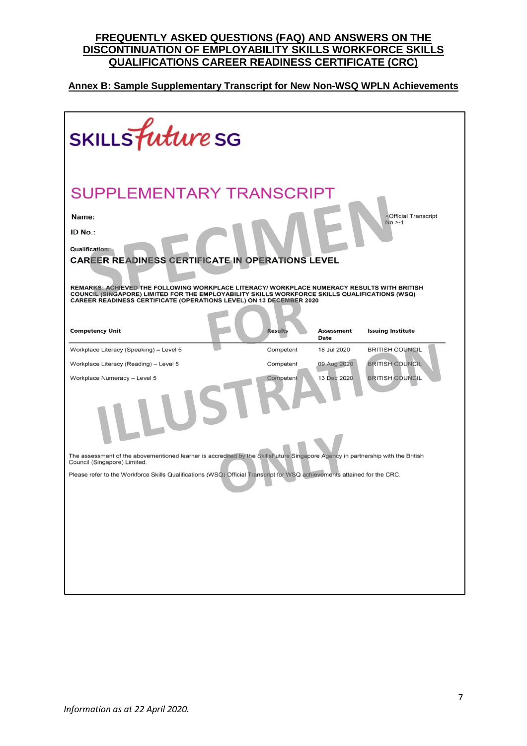**FREQUENTLY ASKED QUESTIONS (FAQ) AND ANSWERS ON THE DISCONTINUATION OF EMPLOYABILITY SKILLS WORKFORCE SKILLS QUALIFICATIONS CAREER READINESS CERTIFICATE (CRC)**

**Annex B: Sample Supplementary Transcript for New Non-WSQ WPLN Achievements**

SKILLSfuture SG

# SUPPLEMENTARY TRANSCRIPT

SPECIMEN FOR ILLUSTRATION ONLY

**Name:**

<Official Transcript No.>-1

**ID No.:**

**Qualification:**

**CAREER READINESS CERTIFICATE IN OPERATIONS LEVEL**

**REMARKS: ACHIEVED THE FOLLOWING WORKPLACE LITERACY/ WORKPLACE NUMERACY RESULTS WITH BRITISH COUNCIL (SINGAPORE) LIMITED FOR THE EMPLOYABILITY SKILLS WORKFORCE SKILLS QUALIFICATIONS (WSQ) CAREER READINESS CERTIFICATE (OPERATIONS LEVEL) ON 13 DECEMBER 2020**

| Competency Unit | Results | Assessment Date | Issuing Institute |
|---|---|---|---|
| Workplace Literacy (Speaking) – Level 5 | Competent | 18 Jul 2020 | BRITISH COUNCIL |
| Workplace Literacy (Reading) – Level 5 | Competent | 09 Aug 2020 | BRITISH COUNCIL |
| Workplace Numeracy – Level 5 | Competent | 13 Dec 2020 | BRITISH COUNCIL |

The assessment of the abovementioned learner is accredited by the SkillsFuture Singapore Agency in partnership with the British Council (Singapore) Limited.

Please refer to the Workforce Skills Qualifications (WSQ) Official Transcript for WSQ achievements attained for the CRC.

*Information as at 22 April 2020.*